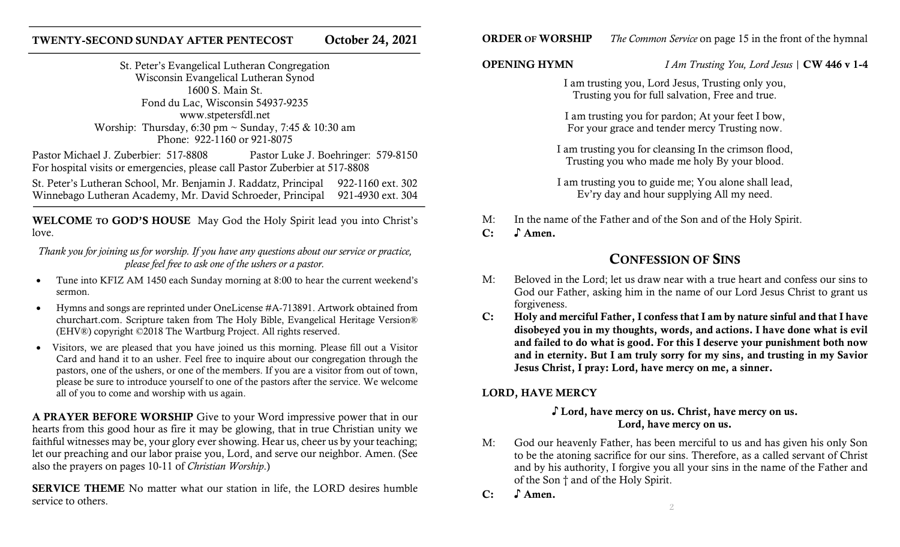## TWENTY-SECOND SUNDAY AFTER PENTECOST — October 24, 2021

St. Peter's Evangelical Lutheran Congregation
Wisconsin Evangelical Lutheran Synod
1600 S. Main St.
Fond du Lac, Wisconsin 54937-9235
www.stpetersfdl.net
Worship: Thursday, 6:30 pm ~ Sunday, 7:45 & 10:30 am
Phone: 922-1160 or 921-8075

Pastor Michael J. Zuberbier: 517-8808 — Pastor Luke J. Boehringer: 579-8150
For hospital visits or emergencies, please call Pastor Zuberbier at 517-8808

St. Peter's Lutheran School, Mr. Benjamin J. Raddatz, Principal — 922-1160 ext. 302
Winnebago Lutheran Academy, Mr. David Schroeder, Principal — 921-4930 ext. 304

**WELCOME TO GOD'S HOUSE** May God the Holy Spirit lead you into Christ's love.

*Thank you for joining us for worship. If you have any questions about our service or practice, please feel free to ask one of the ushers or a pastor.*

- Tune into KFIZ AM 1450 each Sunday morning at 8:00 to hear the current weekend's sermon.
- Hymns and songs are reprinted under OneLicense #A-713891. Artwork obtained from churchart.com. Scripture taken from The Holy Bible, Evangelical Heritage Version® (EHV®) copyright ©2018 The Wartburg Project. All rights reserved.
- Visitors, we are pleased that you have joined us this morning. Please fill out a Visitor Card and hand it to an usher. Feel free to inquire about our congregation through the pastors, one of the ushers, or one of the members. If you are a visitor from out of town, please be sure to introduce yourself to one of the pastors after the service. We welcome all of you to come and worship with us again.

**A PRAYER BEFORE WORSHIP** Give to your Word impressive power that in our hearts from this good hour as fire it may be glowing, that in true Christian unity we faithful witnesses may be, your glory ever showing. Hear us, cheer us by your teaching; let our preaching and our labor praise you, Lord, and serve our neighbor. Amen. (See also the prayers on pages 10-11 of *Christian Worship*.)

**SERVICE THEME** No matter what our station in life, the LORD desires humble service to others.

**ORDER OF WORSHIP** *The Common Service* on page 15 in the front of the hymnal

**OPENING HYMN** *I Am Trusting You, Lord Jesus* | **CW 446 v 1-4**

I am trusting you, Lord Jesus, Trusting only you,
Trusting you for full salvation, Free and true.

I am trusting you for pardon; At your feet I bow,
For your grace and tender mercy Trusting now.

I am trusting you for cleansing In the crimson flood,
Trusting you who made me holy By your blood.

I am trusting you to guide me; You alone shall lead,
Ev'ry day and hour supplying All my need.

M: In the name of the Father and of the Son and of the Holy Spirit.
**C: ♪ Amen.**

## CONFESSION OF SINS

M: Beloved in the Lord; let us draw near with a true heart and confess our sins to God our Father, asking him in the name of our Lord Jesus Christ to grant us forgiveness.

**C: Holy and merciful Father, I confess that I am by nature sinful and that I have disobeyed you in my thoughts, words, and actions. I have done what is evil and failed to do what is good. For this I deserve your punishment both now and in eternity. But I am truly sorry for my sins, and trusting in my Savior Jesus Christ, I pray: Lord, have mercy on me, a sinner.**

**LORD, HAVE MERCY**

**♪ Lord, have mercy on us. Christ, have mercy on us.
Lord, have mercy on us.**

M: God our heavenly Father, has been merciful to us and has given his only Son to be the atoning sacrifice for our sins. Therefore, as a called servant of Christ and by his authority, I forgive you all your sins in the name of the Father and of the Son † and of the Holy Spirit.

**C: ♪ Amen.**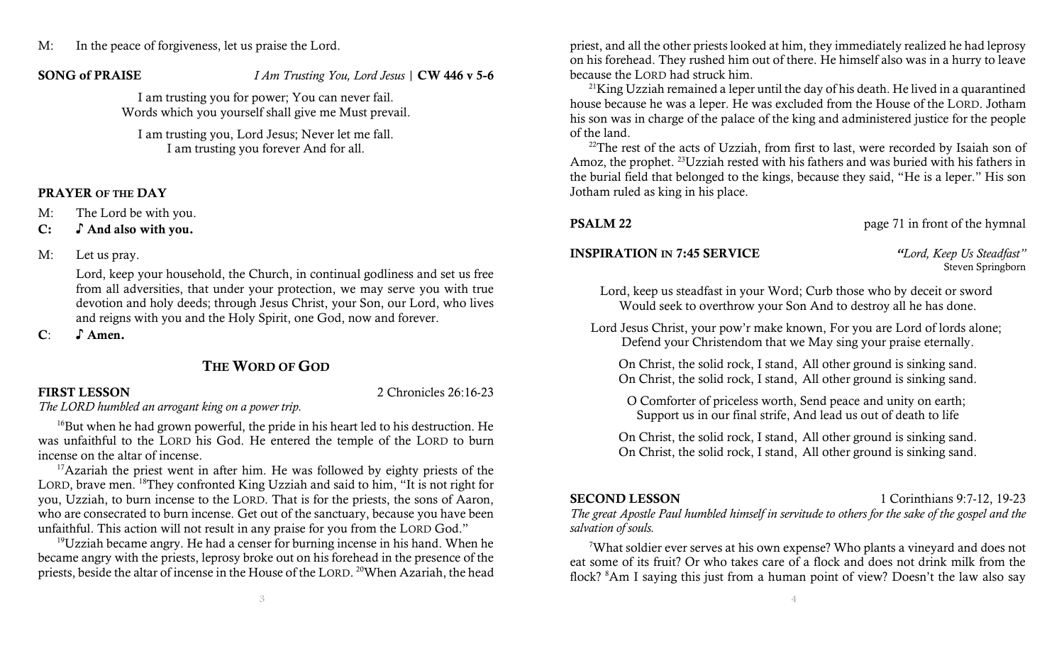M: In the peace of forgiveness, let us praise the Lord.

**SONG of PRAISE** *I Am Trusting You, Lord Jesus* | **CW 446 v 5-6**

I am trusting you for power; You can never fail.
Words which you yourself shall give me Must prevail.

I am trusting you, Lord Jesus; Never let me fall.
I am trusting you forever And for all.

**PRAYER OF THE DAY**

M: The Lord be with you.

**C: ♪ And also with you.**

M: Let us pray.

Lord, keep your household, the Church, in continual godliness and set us free from all adversities, that under your protection, we may serve you with true devotion and holy deeds; through Jesus Christ, your Son, our Lord, who lives and reigns with you and the Holy Spirit, one God, now and forever.

**C: ♪ Amen.**

## THE WORD OF GOD

**FIRST LESSON** 2 Chronicles 26:16-23

*The LORD humbled an arrogant king on a power trip.*

[16]But when he had grown powerful, the pride in his heart led to his destruction. He was unfaithful to the LORD his God. He entered the temple of the LORD to burn incense on the altar of incense.

[17]Azariah the priest went in after him. He was followed by eighty priests of the LORD, brave men. [18]They confronted King Uzziah and said to him, "It is not right for you, Uzziah, to burn incense to the LORD. That is for the priests, the sons of Aaron, who are consecrated to burn incense. Get out of the sanctuary, because you have been unfaithful. This action will not result in any praise for you from the LORD God."

[19]Uzziah became angry. He had a censer for burning incense in his hand. When he became angry with the priests, leprosy broke out on his forehead in the presence of the priests, beside the altar of incense in the House of the LORD. [20]When Azariah, the head priest, and all the other priests looked at him, they immediately realized he had leprosy on his forehead. They rushed him out of there. He himself also was in a hurry to leave because the LORD had struck him.

[21]King Uzziah remained a leper until the day of his death. He lived in a quarantined house because he was a leper. He was excluded from the House of the LORD. Jotham his son was in charge of the palace of the king and administered justice for the people of the land.

[22]The rest of the acts of Uzziah, from first to last, were recorded by Isaiah son of Amoz, the prophet. [23]Uzziah rested with his fathers and was buried with his fathers in the burial field that belonged to the kings, because they said, "He is a leper." His son Jotham ruled as king in his place.

**PSALM 22** page 71 in front of the hymnal

**INSPIRATION IN 7:45 SERVICE** *"Lord, Keep Us Steadfast"*
Steven Springborn

Lord, keep us steadfast in your Word; Curb those who by deceit or sword
Would seek to overthrow your Son And to destroy all he has done.

Lord Jesus Christ, your pow'r make known, For you are Lord of lords alone;
Defend your Christendom that we May sing your praise eternally.

On Christ, the solid rock, I stand, All other ground is sinking sand.
On Christ, the solid rock, I stand, All other ground is sinking sand.

O Comforter of priceless worth, Send peace and unity on earth;
Support us in our final strife, And lead us out of death to life

On Christ, the solid rock, I stand, All other ground is sinking sand.
On Christ, the solid rock, I stand, All other ground is sinking sand.

**SECOND LESSON** 1 Corinthians 9:7-12, 19-23

*The great Apostle Paul humbled himself in servitude to others for the sake of the gospel and the salvation of souls.*

[7]What soldier ever serves at his own expense? Who plants a vineyard and does not eat some of its fruit? Or who takes care of a flock and does not drink milk from the flock? [8]Am I saying this just from a human point of view? Doesn't the law also say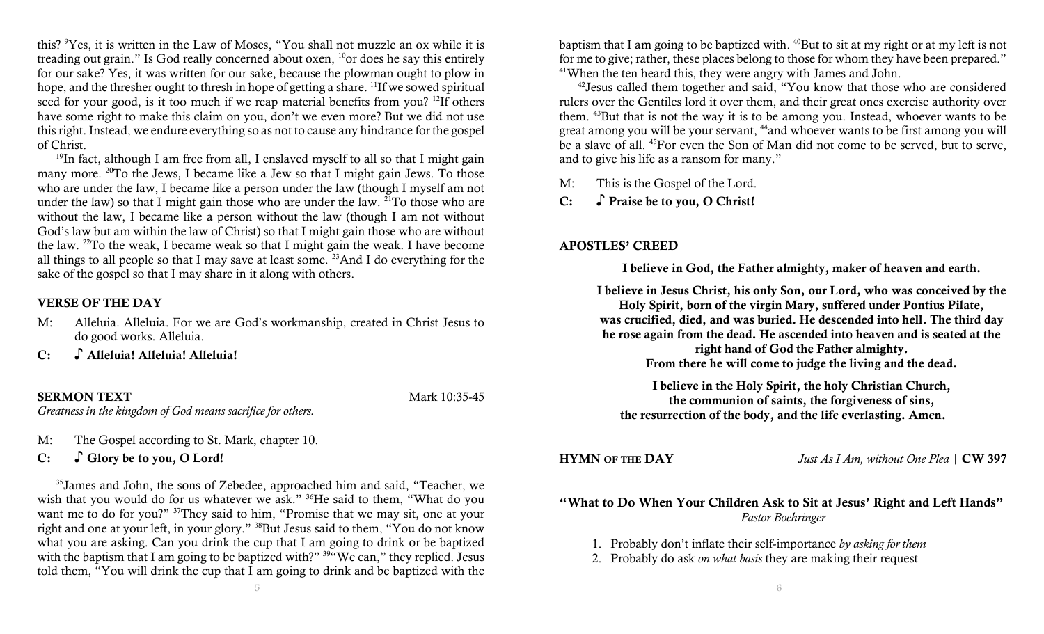this? [9]Yes, it is written in the Law of Moses, "You shall not muzzle an ox while it is treading out grain." Is God really concerned about oxen, [10]or does he say this entirely for our sake? Yes, it was written for our sake, because the plowman ought to plow in hope, and the thresher ought to thresh in hope of getting a share. [11]If we sowed spiritual seed for your good, is it too much if we reap material benefits from you? [12]If others have some right to make this claim on you, don't we even more? But we did not use this right. Instead, we endure everything so as not to cause any hindrance for the gospel of Christ.

[19]In fact, although I am free from all, I enslaved myself to all so that I might gain many more. [20]To the Jews, I became like a Jew so that I might gain Jews. To those who are under the law, I became like a person under the law (though I myself am not under the law) so that I might gain those who are under the law. [21]To those who are without the law, I became like a person without the law (though I am not without God's law but am within the law of Christ) so that I might gain those who are without the law. [22]To the weak, I became weak so that I might gain the weak. I have become all things to all people so that I may save at least some. [23]And I do everything for the sake of the gospel so that I may share in it along with others.

### VERSE OF THE DAY

M: Alleluia. Alleluia. For we are God's workmanship, created in Christ Jesus to do good works. Alleluia.

**C: ♪ Alleluia! Alleluia! Alleluia!**

### SERMON TEXT — Mark 10:35-45

*Greatness in the kingdom of God means sacrifice for others.*

M: The Gospel according to St. Mark, chapter 10.

**C: ♪ Glory be to you, O Lord!**

[35]James and John, the sons of Zebedee, approached him and said, "Teacher, we wish that you would do for us whatever we ask." [36]He said to them, "What do you want me to do for you?" [37]They said to him, "Promise that we may sit, one at your right and one at your left, in your glory." [38]But Jesus said to them, "You do not know what you are asking. Can you drink the cup that I am going to drink or be baptized with the baptism that I am going to be baptized with?" [39]"We can," they replied. Jesus told them, "You will drink the cup that I am going to drink and be baptized with the baptism that I am going to be baptized with. [40]But to sit at my right or at my left is not for me to give; rather, these places belong to those for whom they have been prepared." [41]When the ten heard this, they were angry with James and John.

[42]Jesus called them together and said, "You know that those who are considered rulers over the Gentiles lord it over them, and their great ones exercise authority over them. [43]But that is not the way it is to be among you. Instead, whoever wants to be great among you will be your servant, [44]and whoever wants to be first among you will be a slave of all. [45]For even the Son of Man did not come to be served, but to serve, and to give his life as a ransom for many."

M: This is the Gospel of the Lord.

**C: ♪ Praise be to you, O Christ!**

### APOSTLES' CREED

**I believe in God, the Father almighty, maker of heaven and earth.**

**I believe in Jesus Christ, his only Son, our Lord, who was conceived by the Holy Spirit, born of the virgin Mary, suffered under Pontius Pilate, was crucified, died, and was buried. He descended into hell. The third day he rose again from the dead. He ascended into heaven and is seated at the right hand of God the Father almighty. From there he will come to judge the living and the dead.**

**I believe in the Holy Spirit, the holy Christian Church, the communion of saints, the forgiveness of sins, the resurrection of the body, and the life everlasting. Amen.**

### HYMN OF THE DAY — *Just As I Am, without One Plea* | **CW 397**

### "What to Do When Your Children Ask to Sit at Jesus' Right and Left Hands"

*Pastor Boehringer*

1. Probably don't inflate their self-importance *by asking for them*
2. Probably do ask *on what basis* they are making their request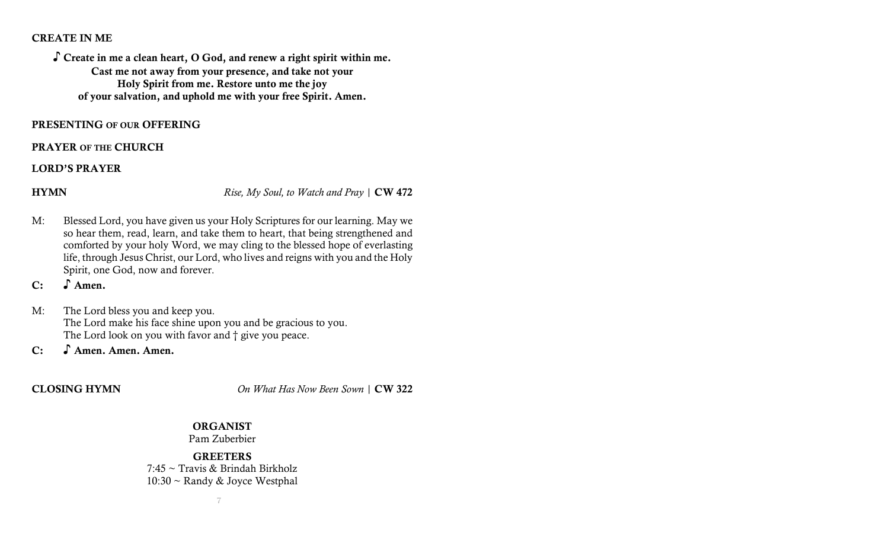**CREATE IN ME**

♪ **Create in me a clean heart, O God, and renew a right spirit within me. Cast me not away from your presence, and take not your Holy Spirit from me. Restore unto me the joy of your salvation, and uphold me with your free Spirit. Amen.**

**PRESENTING OF OUR OFFERING**

**PRAYER OF THE CHURCH**

**LORD'S PRAYER**

**HYMN** *Rise, My Soul, to Watch and Pray* | **CW 472**

M: Blessed Lord, you have given us your Holy Scriptures for our learning. May we so hear them, read, learn, and take them to heart, that being strengthened and comforted by your holy Word, we may cling to the blessed hope of everlasting life, through Jesus Christ, our Lord, who lives and reigns with you and the Holy Spirit, one God, now and forever.

**C: ♪ Amen.**

M: The Lord bless you and keep you.
The Lord make his face shine upon you and be gracious to you.
The Lord look on you with favor and † give you peace.

**C: ♪ Amen. Amen. Amen.**

**CLOSING HYMN** *On What Has Now Been Sown* | **CW 322**

**ORGANIST**
Pam Zuberbier

**GREETERS**
7:45 ~ Travis & Brindah Birkholz
10:30 ~ Randy & Joyce Westphal